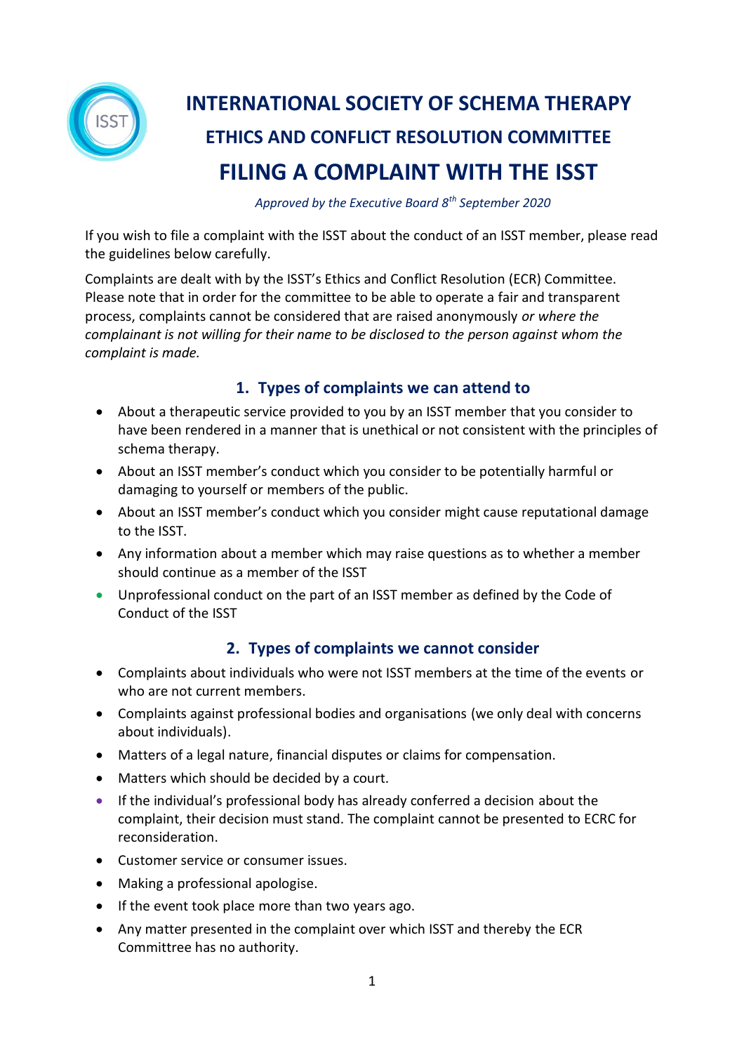# INTERNATIONAL SOCIETY OF SCHEMA THERAPY

## ETHICS AND CONFLICT RESOLUTION COMMITTEE

# FILING A COMPLAINT WITH THE ISST

*Approved by the Executive Board 8th September 2020*

If you wish to file a complaint with the ISST about the conduct of an ISST member, please read the guidelines below carefully.

Complaints are dealt with by the ISST's Ethics and Conflict Resolution (ECR) Committee. Please note that in order for the committee to be able to operate a fair and transparent process, complaints cannot be considered that are raised anonymously *or where the complainant is not willing for their name to be disclosed to the person against whom the complaint is made.*

## 1. Types of complaints we can attend to

- About a therapeutic service provided to you by an ISST member that you consider to have been rendered in a manner that is unethical or not consistent with the principles of schema therapy.
- About an ISST member's conduct which you consider to be potentially harmful or damaging to yourself or members of the public.
- About an ISST member's conduct which you consider might cause reputational damage to the ISST.
- Any information about a member which may raise questions as to whether a member should continue as a member of the ISST
- Unprofessional conduct on the part of an ISST member as defined by the Code of Conduct of the ISST

## 2. Types of complaints we cannot consider

- Complaints about individuals who were not ISST members at the time of the events or who are not current members.
- Complaints against professional bodies and organisations (we only deal with concerns about individuals).
- Matters of a legal nature, financial disputes or claims for compensation.
- Matters which should be decided by a court.
- If the individual's professional body has already conferred a decision about the complaint, their decision must stand. The complaint cannot be presented to ECRC for reconsideration.
- Customer service or consumer issues.
- Making a professional apologise.
- If the event took place more than two years ago.
- Any matter presented in the complaint over which ISST and thereby the ECR Committree has no authority.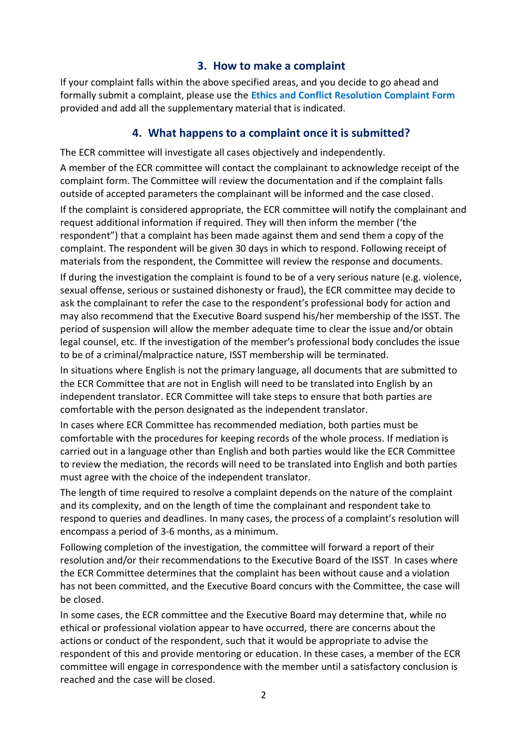## 3. How to make a complaint

If your complaint falls within the above specified areas, and you decide to go ahead and formally submit a complaint, please use the **Ethics and Conflict Resolution Complaint Form** provided and add all the supplementary material that is indicated.

## 4. What happens to a complaint once it is submitted?

The ECR committee will investigate all cases objectively and independently.

A member of the ECR committee will contact the complainant to acknowledge receipt of the complaint form. The Committee will review the documentation and if the complaint falls outside of accepted parameters the complainant will be informed and the case closed.

If the complaint is considered appropriate, the ECR committee will notify the complainant and request additional information if required. They will then inform the member ('the respondent") that a complaint has been made against them and send them a copy of the complaint. The respondent will be given 30 days in which to respond. Following receipt of materials from the respondent, the Committee will review the response and documents.

If during the investigation the complaint is found to be of a very serious nature (e.g. violence, sexual offense, serious or sustained dishonesty or fraud), the ECR committee may decide to ask the complainant to refer the case to the respondent's professional body for action and may also recommend that the Executive Board suspend his/her membership of the ISST. The period of suspension will allow the member adequate time to clear the issue and/or obtain legal counsel, etc. If the investigation of the member's professional body concludes the issue to be of a criminal/malpractice nature, ISST membership will be terminated.

In situations where English is not the primary language, all documents that are submitted to the ECR Committee that are not in English will need to be translated into English by an independent translator. ECR Committee will take steps to ensure that both parties are comfortable with the person designated as the independent translator.

In cases where ECR Committee has recommended mediation, both parties must be comfortable with the procedures for keeping records of the whole process. If mediation is carried out in a language other than English and both parties would like the ECR Committee to review the mediation, the records will need to be translated into English and both parties must agree with the choice of the independent translator.

The length of time required to resolve a complaint depends on the nature of the complaint and its complexity, and on the length of time the complainant and respondent take to respond to queries and deadlines. In many cases, the process of a complaint's resolution will encompass a period of 3-6 months, as a minimum.

Following completion of the investigation, the committee will forward a report of their resolution and/or their recommendations to the Executive Board of the ISST. In cases where the ECR Committee determines that the complaint has been without cause and a violation has not been committed, and the Executive Board concurs with the Committee, the case will be closed.

In some cases, the ECR committee and the Executive Board may determine that, while no ethical or professional violation appear to have occurred, there are concerns about the actions or conduct of the respondent, such that it would be appropriate to advise the respondent of this and provide mentoring or education. In these cases, a member of the ECR committee will engage in correspondence with the member until a satisfactory conclusion is reached and the case will be closed.